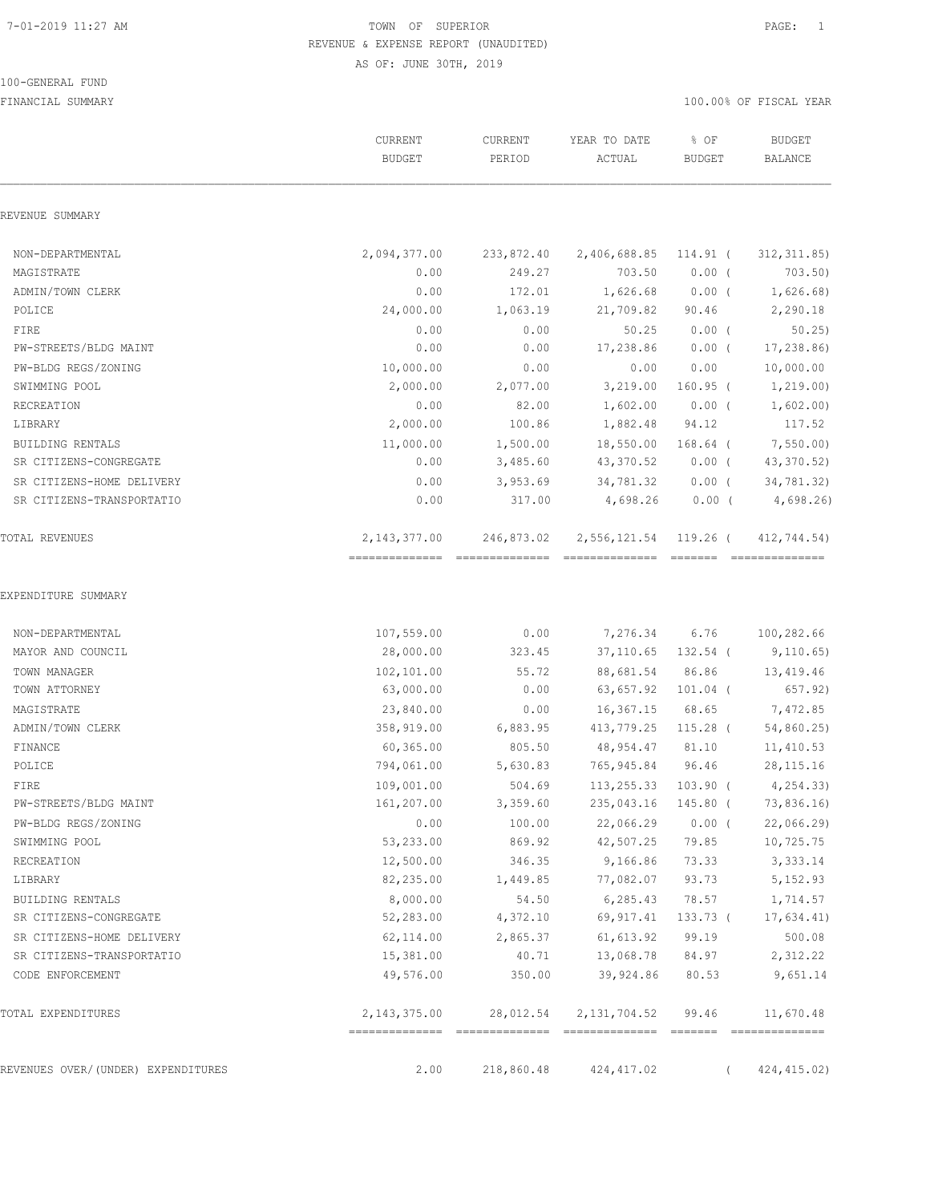7-01-2019 11:27 AM

# TOWN OF SUPERIOR

## REVENUE & EXPENSE REPORT (UNAUDITED)

AS OF: JUNE 30TH, 2019

100-GENERAL FUND

FINANCIAL SUMMARY

100.00% OF FISCAL YEAR

| | CURRENT BUDGET | CURRENT PERIOD | YEAR TO DATE ACTUAL | % OF BUDGET | BUDGET BALANCE |
|---|---|---|---|---|---|
| **REVENUE SUMMARY** | | | | | |
| NON-DEPARTMENTAL | 2,094,377.00 | 233,872.40 | 2,406,688.85 | 114.91 | ( 312,311.85) |
| MAGISTRATE | 0.00 | 249.27 | 703.50 | 0.00 | ( 703.50) |
| ADMIN/TOWN CLERK | 0.00 | 172.01 | 1,626.68 | 0.00 | ( 1,626.68) |
| POLICE | 24,000.00 | 1,063.19 | 21,709.82 | 90.46 | 2,290.18 |
| FIRE | 0.00 | 0.00 | 50.25 | 0.00 | ( 50.25) |
| PW-STREETS/BLDG MAINT | 0.00 | 0.00 | 17,238.86 | 0.00 | ( 17,238.86) |
| PW-BLDG REGS/ZONING | 10,000.00 | 0.00 | 0.00 | 0.00 | 10,000.00 |
| SWIMMING POOL | 2,000.00 | 2,077.00 | 3,219.00 | 160.95 | ( 1,219.00) |
| RECREATION | 0.00 | 82.00 | 1,602.00 | 0.00 | ( 1,602.00) |
| LIBRARY | 2,000.00 | 100.86 | 1,882.48 | 94.12 | 117.52 |
| BUILDING RENTALS | 11,000.00 | 1,500.00 | 18,550.00 | 168.64 | ( 7,550.00) |
| SR CITIZENS-CONGREGATE | 0.00 | 3,485.60 | 43,370.52 | 0.00 | ( 43,370.52) |
| SR CITIZENS-HOME DELIVERY | 0.00 | 3,953.69 | 34,781.32 | 0.00 | ( 34,781.32) |
| SR CITIZENS-TRANSPORTATIO | 0.00 | 317.00 | 4,698.26 | 0.00 | ( 4,698.26) |
| TOTAL REVENUES | 2,143,377.00 | 246,873.02 | 2,556,121.54 | 119.26 | ( 412,744.54) |
| **EXPENDITURE SUMMARY** | | | | | |
| NON-DEPARTMENTAL | 107,559.00 | 0.00 | 7,276.34 | 6.76 | 100,282.66 |
| MAYOR AND COUNCIL | 28,000.00 | 323.45 | 37,110.65 | 132.54 | ( 9,110.65) |
| TOWN MANAGER | 102,101.00 | 55.72 | 88,681.54 | 86.86 | 13,419.46 |
| TOWN ATTORNEY | 63,000.00 | 0.00 | 63,657.92 | 101.04 | ( 657.92) |
| MAGISTRATE | 23,840.00 | 0.00 | 16,367.15 | 68.65 | 7,472.85 |
| ADMIN/TOWN CLERK | 358,919.00 | 6,883.95 | 413,779.25 | 115.28 | ( 54,860.25) |
| FINANCE | 60,365.00 | 805.50 | 48,954.47 | 81.10 | 11,410.53 |
| POLICE | 794,061.00 | 5,630.83 | 765,945.84 | 96.46 | 28,115.16 |
| FIRE | 109,001.00 | 504.69 | 113,255.33 | 103.90 | ( 4,254.33) |
| PW-STREETS/BLDG MAINT | 161,207.00 | 3,359.60 | 235,043.16 | 145.80 | ( 73,836.16) |
| PW-BLDG REGS/ZONING | 0.00 | 100.00 | 22,066.29 | 0.00 | ( 22,066.29) |
| SWIMMING POOL | 53,233.00 | 869.92 | 42,507.25 | 79.85 | 10,725.75 |
| RECREATION | 12,500.00 | 346.35 | 9,166.86 | 73.33 | 3,333.14 |
| LIBRARY | 82,235.00 | 1,449.85 | 77,082.07 | 93.73 | 5,152.93 |
| BUILDING RENTALS | 8,000.00 | 54.50 | 6,285.43 | 78.57 | 1,714.57 |
| SR CITIZENS-CONGREGATE | 52,283.00 | 4,372.10 | 69,917.41 | 133.73 | ( 17,634.41) |
| SR CITIZENS-HOME DELIVERY | 62,114.00 | 2,865.37 | 61,613.92 | 99.19 | 500.08 |
| SR CITIZENS-TRANSPORTATIO | 15,381.00 | 40.71 | 13,068.78 | 84.97 | 2,312.22 |
| CODE ENFORCEMENT | 49,576.00 | 350.00 | 39,924.86 | 80.53 | 9,651.14 |
| TOTAL EXPENDITURES | 2,143,375.00 | 28,012.54 | 2,131,704.52 | 99.46 | 11,670.48 |
| REVENUES OVER/(UNDER) EXPENDITURES | 2.00 | 218,860.48 | 424,417.02 | | ( 424,415.02) |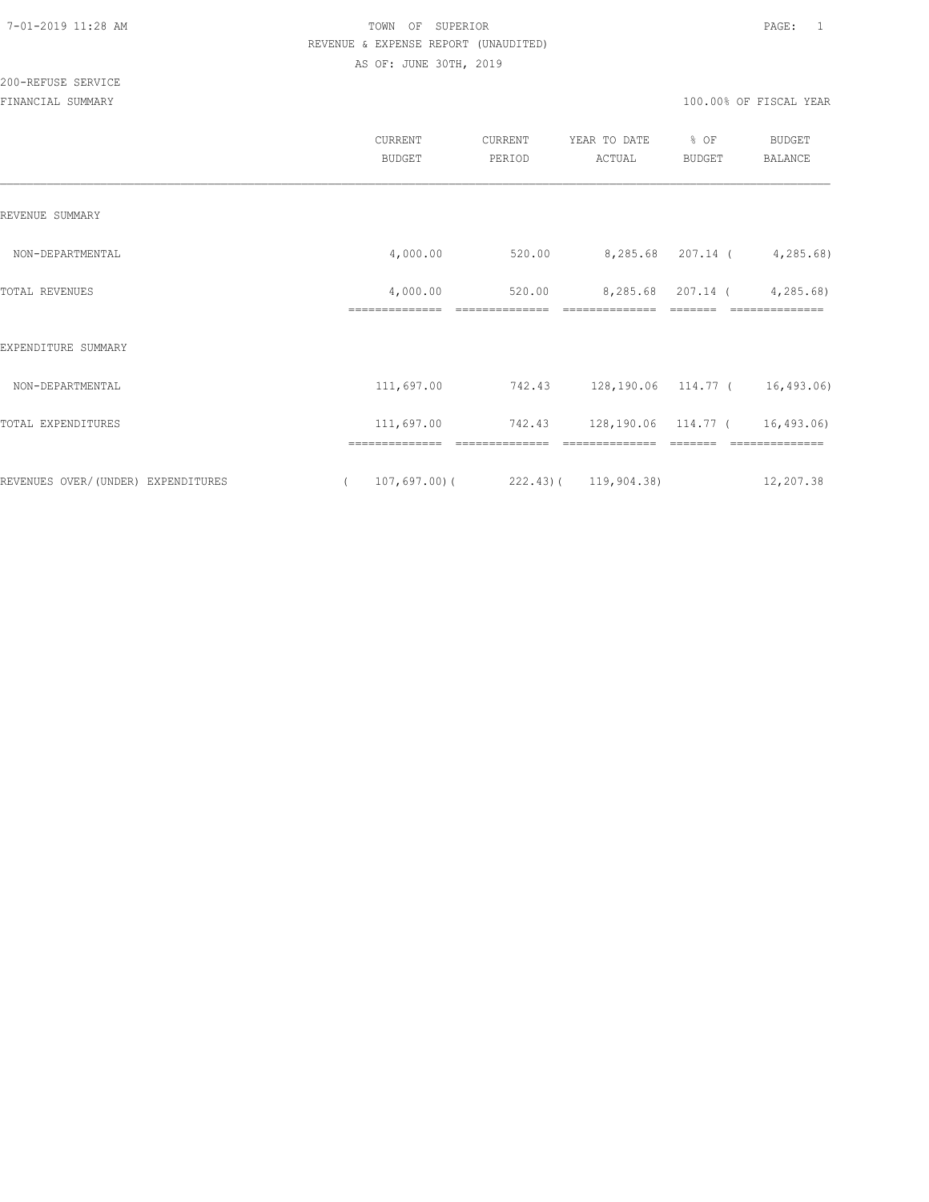TOWN OF SUPERIOR

REVENUE & EXPENSE REPORT (UNAUDITED)

AS OF: JUNE 30TH, 2019

200-REFUSE SERVICE

FINANCIAL SUMMARY

100.00% OF FISCAL YEAR

| | CURRENT BUDGET | CURRENT PERIOD | YEAR TO DATE ACTUAL | % OF BUDGET | BUDGET BALANCE |
|---|---|---|---|---|---|
| REVENUE SUMMARY | | | | | |
| NON-DEPARTMENTAL | 4,000.00 | 520.00 | 8,285.68 | 207.14 | ( 4,285.68) |
| TOTAL REVENUES | 4,000.00 | 520.00 | 8,285.68 | 207.14 | ( 4,285.68) |
| EXPENDITURE SUMMARY | | | | | |
| NON-DEPARTMENTAL | 111,697.00 | 742.43 | 128,190.06 | 114.77 | ( 16,493.06) |
| TOTAL EXPENDITURES | 111,697.00 | 742.43 | 128,190.06 | 114.77 | ( 16,493.06) |
| REVENUES OVER/(UNDER) EXPENDITURES | ( 107,697.00) | ( 222.43) | ( 119,904.38) | | 12,207.38 |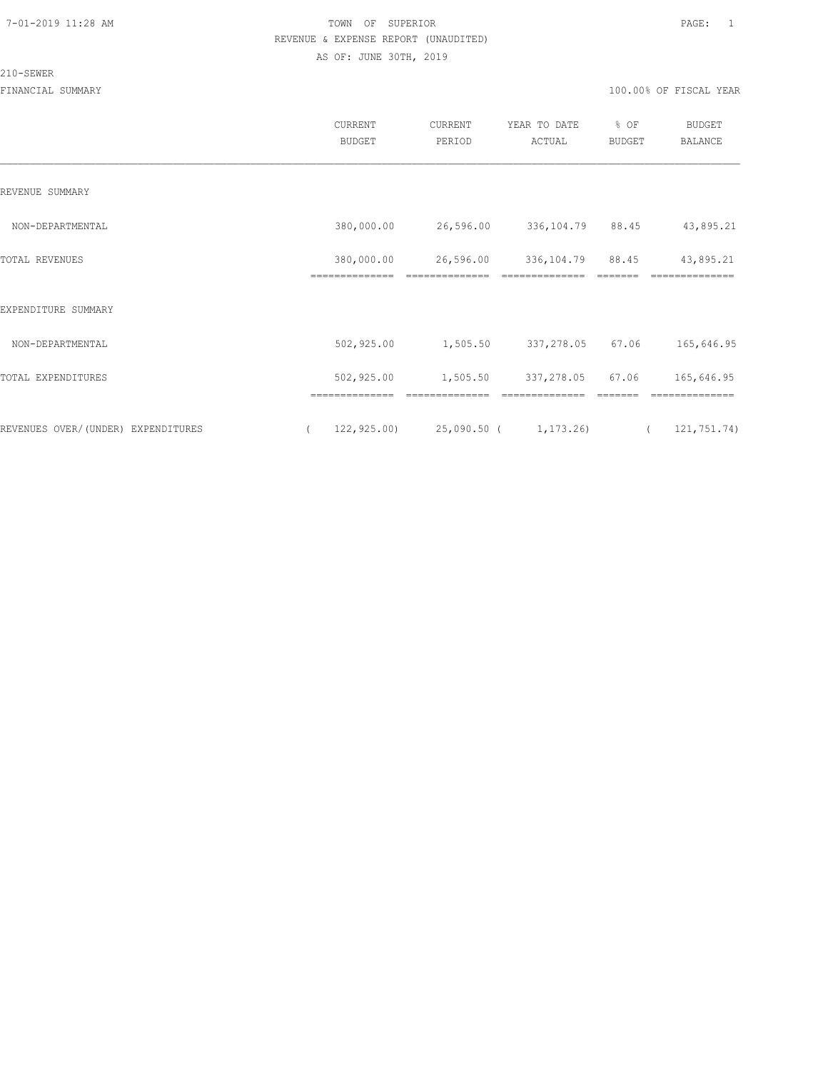TOWN OF SUPERIOR

REVENUE & EXPENSE REPORT (UNAUDITED)

AS OF: JUNE 30TH, 2019

210-SEWER

FINANCIAL SUMMARY — 100.00% OF FISCAL YEAR

| | CURRENT BUDGET | CURRENT PERIOD | YEAR TO DATE ACTUAL | % OF BUDGET | BUDGET BALANCE |
|---|---|---|---|---|---|
| REVENUE SUMMARY | | | | | |
| NON-DEPARTMENTAL | 380,000.00 | 26,596.00 | 336,104.79 | 88.45 | 43,895.21 |
| TOTAL REVENUES | 380,000.00 | 26,596.00 | 336,104.79 | 88.45 | 43,895.21 |
| EXPENDITURE SUMMARY | | | | | |
| NON-DEPARTMENTAL | 502,925.00 | 1,505.50 | 337,278.05 | 67.06 | 165,646.95 |
| TOTAL EXPENDITURES | 502,925.00 | 1,505.50 | 337,278.05 | 67.06 | 165,646.95 |
| REVENUES OVER/(UNDER) EXPENDITURES | ( 122,925.00) | 25,090.50 | ( 1,173.26) | | ( 121,751.74) |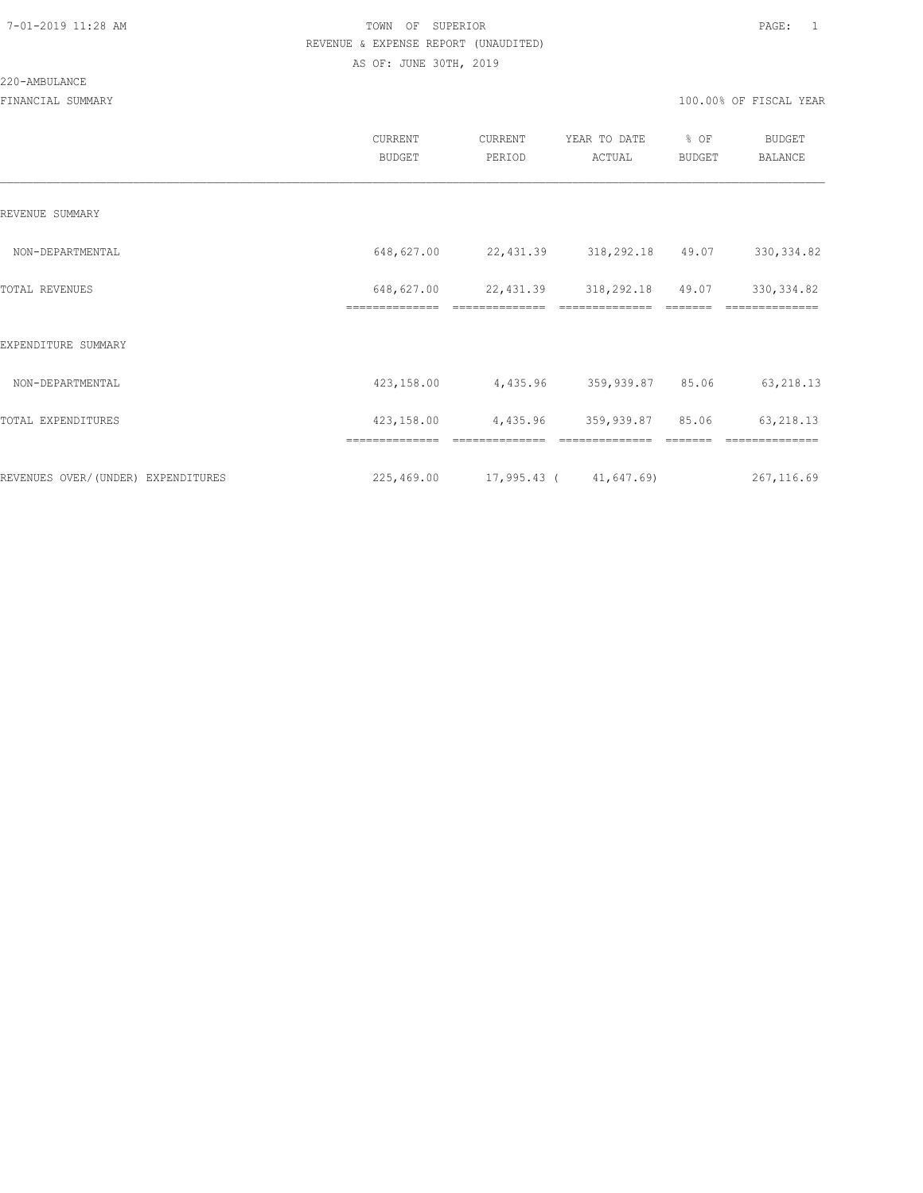7-01-2019 11:28 AM

TOWN OF SUPERIOR

REVENUE & EXPENSE REPORT (UNAUDITED)

AS OF: JUNE 30TH, 2019

220-AMBULANCE

FINANCIAL SUMMARY

100.00% OF FISCAL YEAR

| | CURRENT BUDGET | CURRENT PERIOD | YEAR TO DATE ACTUAL | % OF BUDGET | BUDGET BALANCE |
|---|---|---|---|---|---|
| REVENUE SUMMARY | | | | | |
| NON-DEPARTMENTAL | 648,627.00 | 22,431.39 | 318,292.18 | 49.07 | 330,334.82 |
| TOTAL REVENUES | 648,627.00 | 22,431.39 | 318,292.18 | 49.07 | 330,334.82 |
| EXPENDITURE SUMMARY | | | | | |
| NON-DEPARTMENTAL | 423,158.00 | 4,435.96 | 359,939.87 | 85.06 | 63,218.13 |
| TOTAL EXPENDITURES | 423,158.00 | 4,435.96 | 359,939.87 | 85.06 | 63,218.13 |
| REVENUES OVER/(UNDER) EXPENDITURES | 225,469.00 | 17,995.43 | ( 41,647.69) | | 267,116.69 |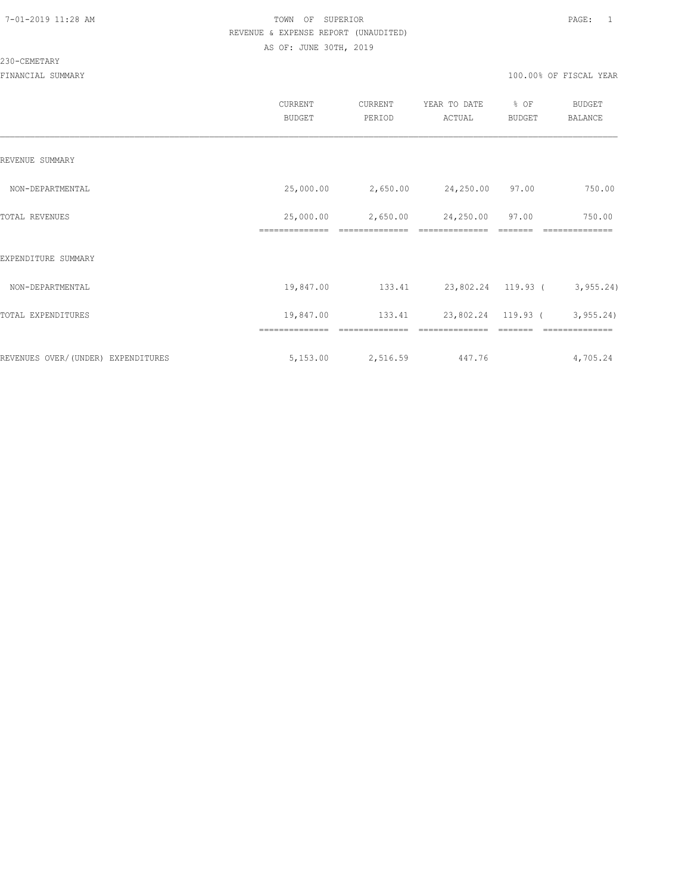TOWN OF SUPERIOR
REVENUE & EXPENSE REPORT (UNAUDITED)
AS OF: JUNE 30TH, 2019

230-CEMETARY

FINANCIAL SUMMARY — 100.00% OF FISCAL YEAR

| | CURRENT BUDGET | CURRENT PERIOD | YEAR TO DATE ACTUAL | % OF BUDGET | BUDGET BALANCE |
|---|---|---|---|---|---|
| REVENUE SUMMARY | | | | | |
| NON-DEPARTMENTAL | 25,000.00 | 2,650.00 | 24,250.00 | 97.00 | 750.00 |
| TOTAL REVENUES | 25,000.00 | 2,650.00 | 24,250.00 | 97.00 | 750.00 |
| EXPENDITURE SUMMARY | | | | | |
| NON-DEPARTMENTAL | 19,847.00 | 133.41 | 23,802.24 | 119.93 | ( 3,955.24) |
| TOTAL EXPENDITURES | 19,847.00 | 133.41 | 23,802.24 | 119.93 | ( 3,955.24) |
| REVENUES OVER/(UNDER) EXPENDITURES | 5,153.00 | 2,516.59 | 447.76 | | 4,705.24 |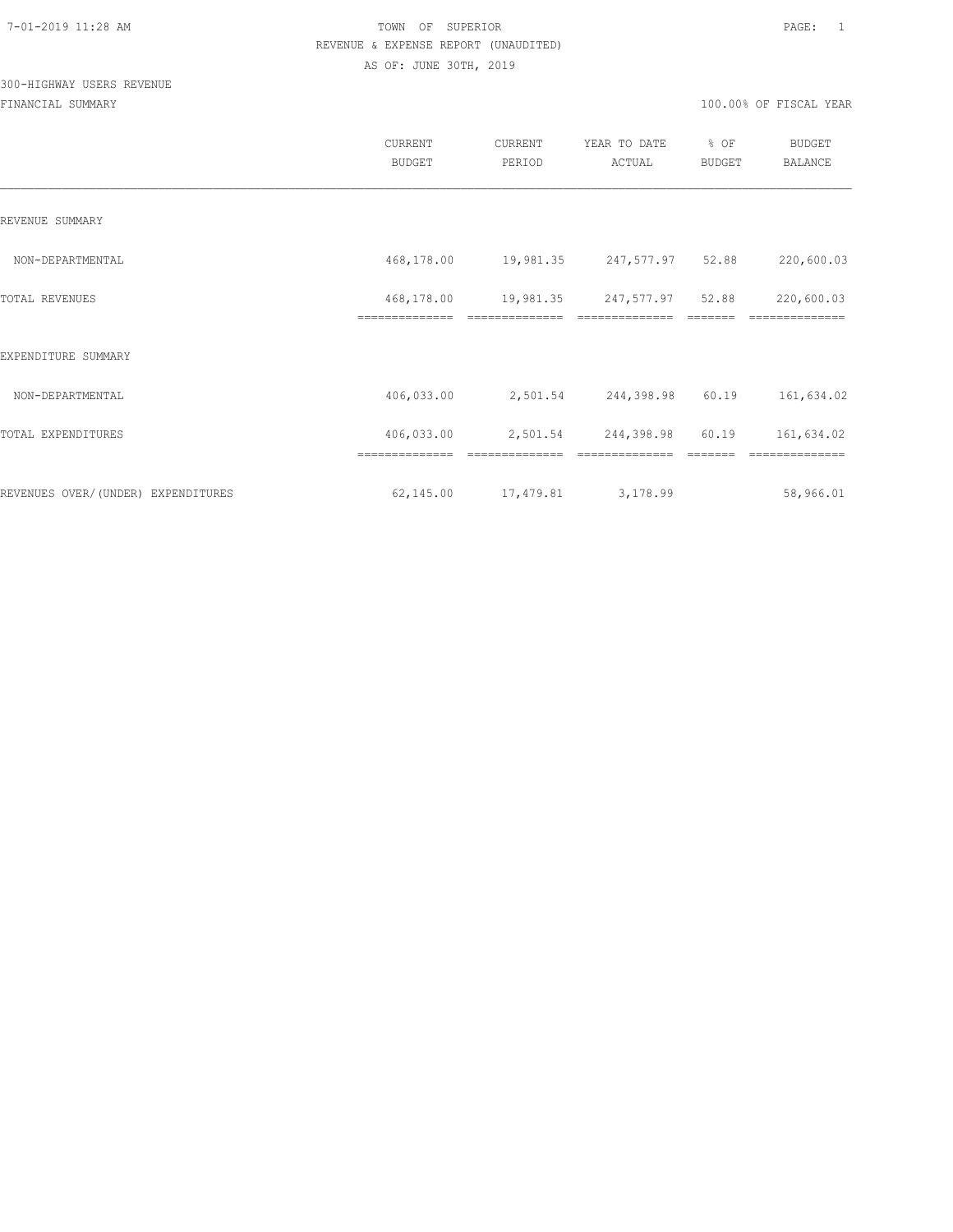TOWN OF SUPERIOR

REVENUE & EXPENSE REPORT (UNAUDITED)

AS OF: JUNE 30TH, 2019

300-HIGHWAY USERS REVENUE

FINANCIAL SUMMARY

100.00% OF FISCAL YEAR

| | CURRENT BUDGET | CURRENT PERIOD | YEAR TO DATE ACTUAL | % OF BUDGET | BUDGET BALANCE |
|---|---|---|---|---|---|
| REVENUE SUMMARY | | | | | |
| NON-DEPARTMENTAL | 468,178.00 | 19,981.35 | 247,577.97 | 52.88 | 220,600.03 |
| TOTAL REVENUES | 468,178.00 | 19,981.35 | 247,577.97 | 52.88 | 220,600.03 |
| EXPENDITURE SUMMARY | | | | | |
| NON-DEPARTMENTAL | 406,033.00 | 2,501.54 | 244,398.98 | 60.19 | 161,634.02 |
| TOTAL EXPENDITURES | 406,033.00 | 2,501.54 | 244,398.98 | 60.19 | 161,634.02 |
| REVENUES OVER/(UNDER) EXPENDITURES | 62,145.00 | 17,479.81 | 3,178.99 | | 58,966.01 |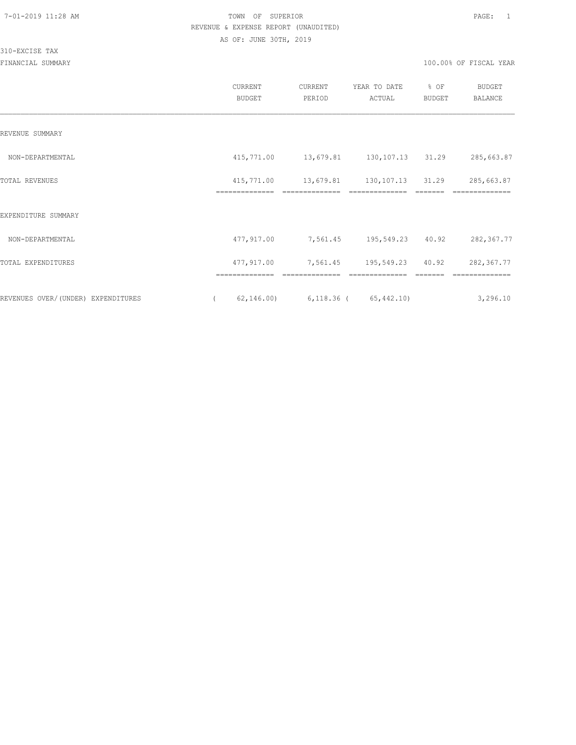TOWN OF SUPERIOR
REVENUE & EXPENSE REPORT (UNAUDITED)
AS OF: JUNE 30TH, 2019

310-EXCISE TAX
FINANCIAL SUMMARY

100.00% OF FISCAL YEAR

| | CURRENT BUDGET | CURRENT PERIOD | YEAR TO DATE ACTUAL | % OF BUDGET | BUDGET BALANCE |
|---|---|---|---|---|---|
| REVENUE SUMMARY | | | | | |
| NON-DEPARTMENTAL | 415,771.00 | 13,679.81 | 130,107.13 | 31.29 | 285,663.87 |
| TOTAL REVENUES | 415,771.00 | 13,679.81 | 130,107.13 | 31.29 | 285,663.87 |
| EXPENDITURE SUMMARY | | | | | |
| NON-DEPARTMENTAL | 477,917.00 | 7,561.45 | 195,549.23 | 40.92 | 282,367.77 |
| TOTAL EXPENDITURES | 477,917.00 | 7,561.45 | 195,549.23 | 40.92 | 282,367.77 |
| REVENUES OVER/(UNDER) EXPENDITURES | ( 62,146.00) | 6,118.36 | ( 65,442.10) | | 3,296.10 |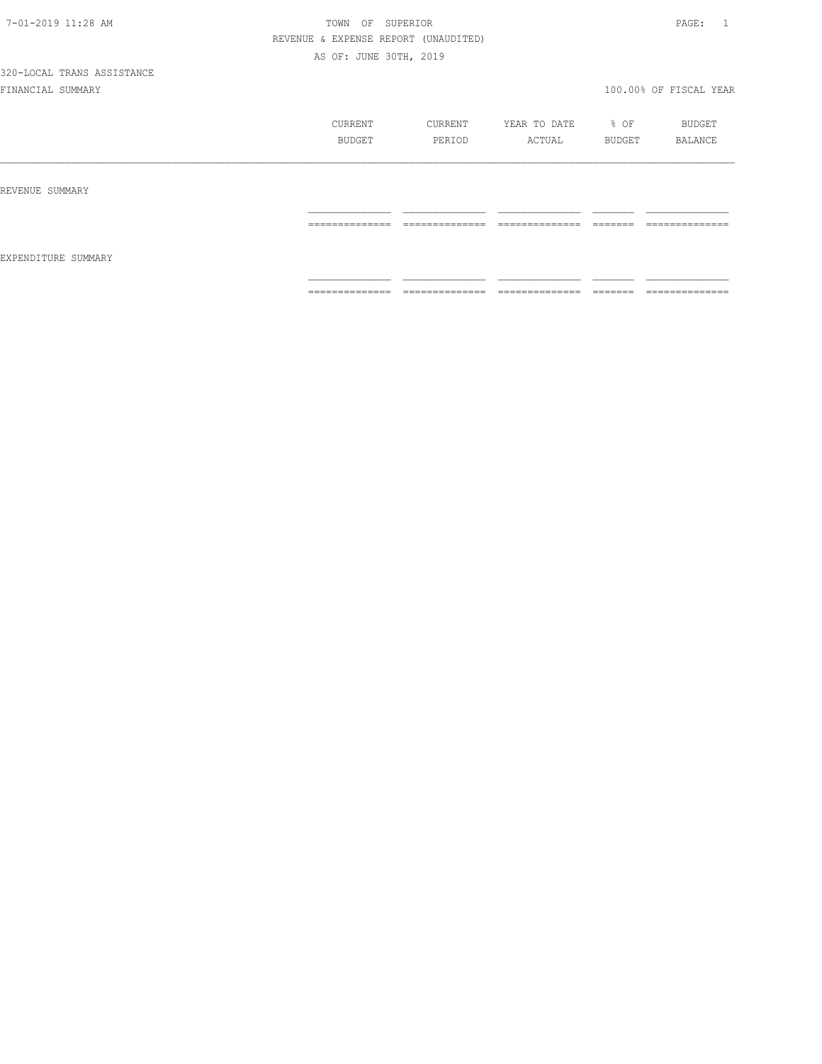7-01-2019 11:28 AM TOWN OF SUPERIOR

REVENUE & EXPENSE REPORT (UNAUDITED)

AS OF: JUNE 30TH, 2019

320-LOCAL TRANS ASSISTANCE

FINANCIAL SUMMARY 100.00% OF FISCAL YEAR

| | CURRENT BUDGET | CURRENT PERIOD | YEAR TO DATE ACTUAL | % OF BUDGET | BUDGET BALANCE |
|---|---|---|---|---|---|
| REVENUE SUMMARY | | | | | |
| | | | | | |
| EXPENDITURE SUMMARY | | | | | |
| | | | | | |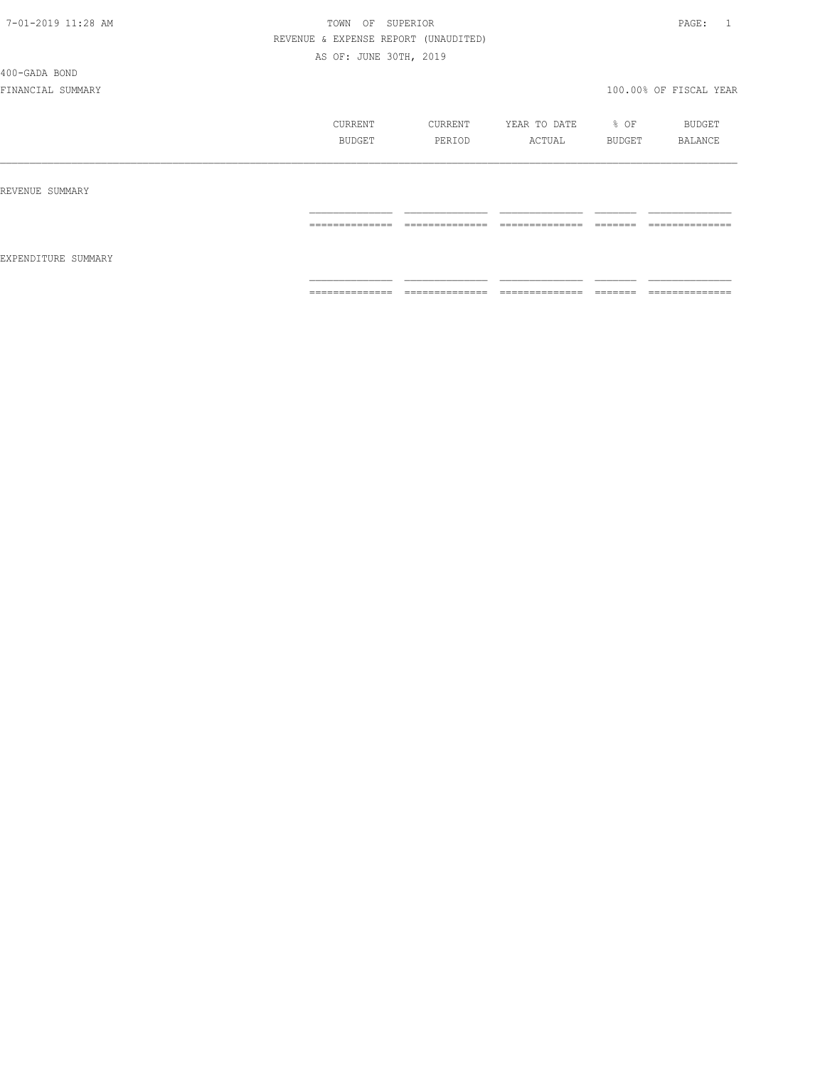TOWN OF SUPERIOR

REVENUE & EXPENSE REPORT (UNAUDITED)

AS OF: JUNE 30TH, 2019

400-GADA BOND

FINANCIAL SUMMARY

100.00% OF FISCAL YEAR

| | CURRENT BUDGET | CURRENT PERIOD | YEAR TO DATE ACTUAL | % OF BUDGET | BUDGET BALANCE |
|---|---|---|---|---|---|
| REVENUE SUMMARY | | | | | |
| EXPENDITURE SUMMARY | | | | | |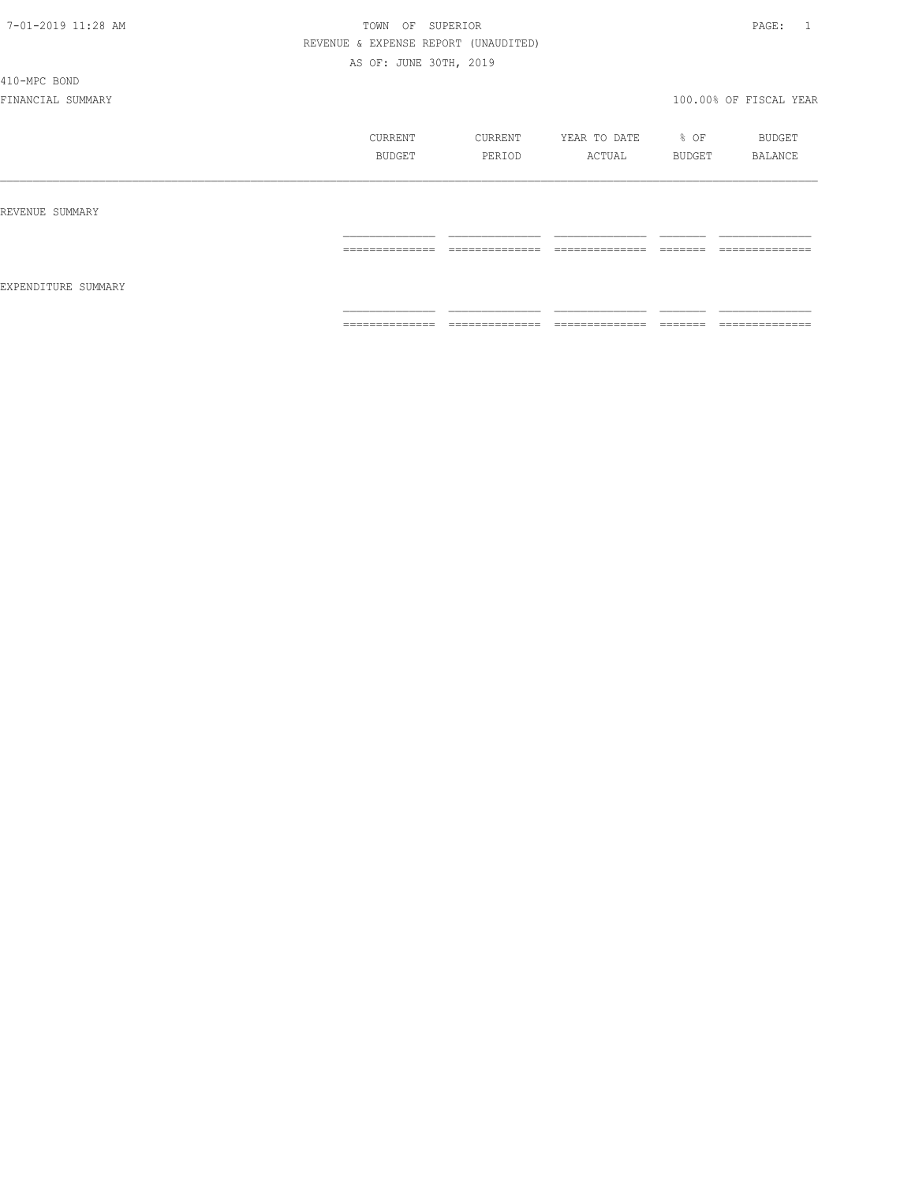TOWN OF SUPERIOR

REVENUE & EXPENSE REPORT (UNAUDITED)

AS OF: JUNE 30TH, 2019

410-MPC BOND

FINANCIAL SUMMARY

100.00% OF FISCAL YEAR

| | CURRENT BUDGET | CURRENT PERIOD | YEAR TO DATE ACTUAL | % OF BUDGET | BUDGET BALANCE |
|---|---|---|---|---|---|
| REVENUE SUMMARY | | | | | |
| EXPENDITURE SUMMARY | | | | | |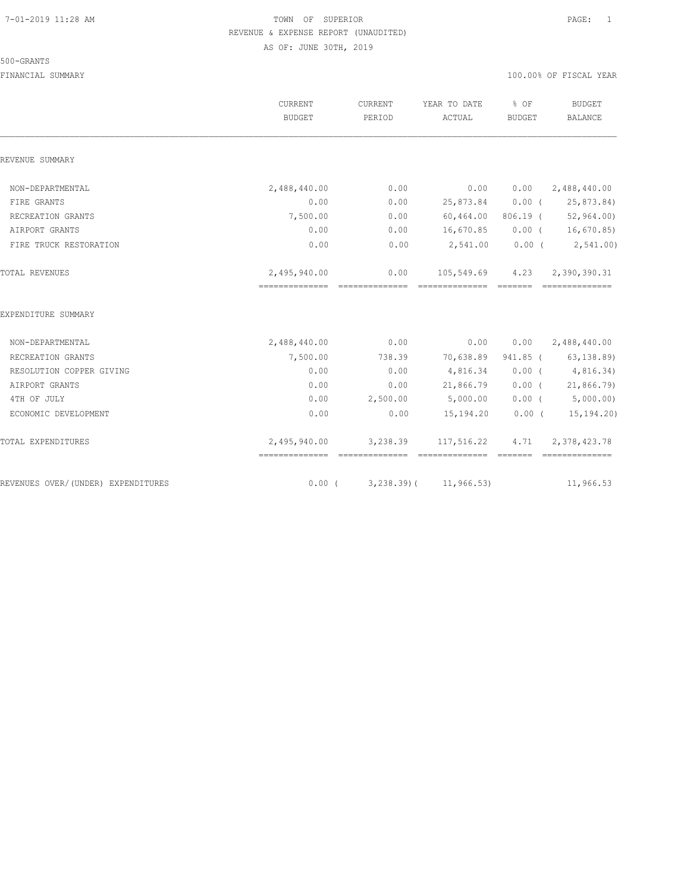TOWN OF SUPERIOR

REVENUE & EXPENSE REPORT (UNAUDITED)

AS OF: JUNE 30TH, 2019

500-GRANTS

FINANCIAL SUMMARY

100.00% OF FISCAL YEAR

| | CURRENT BUDGET | CURRENT PERIOD | YEAR TO DATE ACTUAL | % OF BUDGET | BUDGET BALANCE |
|---|---|---|---|---|---|
| **REVENUE SUMMARY** | | | | | |
| NON-DEPARTMENTAL | 2,488,440.00 | 0.00 | 0.00 | 0.00 | 2,488,440.00 |
| FIRE GRANTS | 0.00 | 0.00 | 25,873.84 | 0.00 | ( 25,873.84) |
| RECREATION GRANTS | 7,500.00 | 0.00 | 60,464.00 | 806.19 | ( 52,964.00) |
| AIRPORT GRANTS | 0.00 | 0.00 | 16,670.85 | 0.00 | ( 16,670.85) |
| FIRE TRUCK RESTORATION | 0.00 | 0.00 | 2,541.00 | 0.00 | ( 2,541.00) |
| TOTAL REVENUES | 2,495,940.00 | 0.00 | 105,549.69 | 4.23 | 2,390,390.31 |
| **EXPENDITURE SUMMARY** | | | | | |
| NON-DEPARTMENTAL | 2,488,440.00 | 0.00 | 0.00 | 0.00 | 2,488,440.00 |
| RECREATION GRANTS | 7,500.00 | 738.39 | 70,638.89 | 941.85 | ( 63,138.89) |
| RESOLUTION COPPER GIVING | 0.00 | 0.00 | 4,816.34 | 0.00 | ( 4,816.34) |
| AIRPORT GRANTS | 0.00 | 0.00 | 21,866.79 | 0.00 | ( 21,866.79) |
| 4TH OF JULY | 0.00 | 2,500.00 | 5,000.00 | 0.00 | ( 5,000.00) |
| ECONOMIC DEVELOPMENT | 0.00 | 0.00 | 15,194.20 | 0.00 | ( 15,194.20) |
| TOTAL EXPENDITURES | 2,495,940.00 | 3,238.39 | 117,516.22 | 4.71 | 2,378,423.78 |
| REVENUES OVER/(UNDER) EXPENDITURES | 0.00 | ( 3,238.39) | ( 11,966.53) | | 11,966.53 |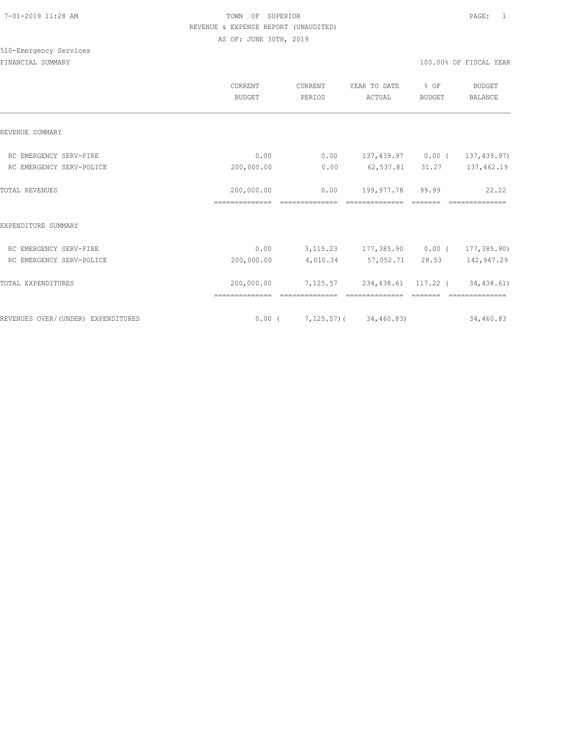TOWN OF SUPERIOR
REVENUE & EXPENSE REPORT (UNAUDITED)
AS OF: JUNE 30TH, 2019

510-Emergency Services

FINANCIAL SUMMARY — 100.00% OF FISCAL YEAR

| | CURRENT BUDGET | CURRENT PERIOD | YEAR TO DATE ACTUAL | % OF BUDGET | BUDGET BALANCE |
|---|---|---|---|---|---|
| **REVENUE SUMMARY** | | | | | |
| RC EMERGENCY SERV-FIRE | 0.00 | 0.00 | 137,439.97 | 0.00 | ( 137,439.97) |
| RC EMERGENCY SERV-POLICE | 200,000.00 | 0.00 | 62,537.81 | 31.27 | 137,462.19 |
| TOTAL REVENUES | 200,000.00 | 0.00 | 199,977.78 | 99.99 | 22.22 |
| **EXPENDITURE SUMMARY** | | | | | |
| RC EMERGENCY SERV-FIRE | 0.00 | 3,115.23 | 177,385.90 | 0.00 | ( 177,385.90) |
| RC EMERGENCY SERV-POLICE | 200,000.00 | 4,010.34 | 57,052.71 | 28.53 | 142,947.29 |
| TOTAL EXPENDITURES | 200,000.00 | 7,125.57 | 234,438.61 | 117.22 | ( 34,438.61) |
| REVENUES OVER/(UNDER) EXPENDITURES | 0.00 | ( 7,125.57) | ( 34,460.83) | | 34,460.83 |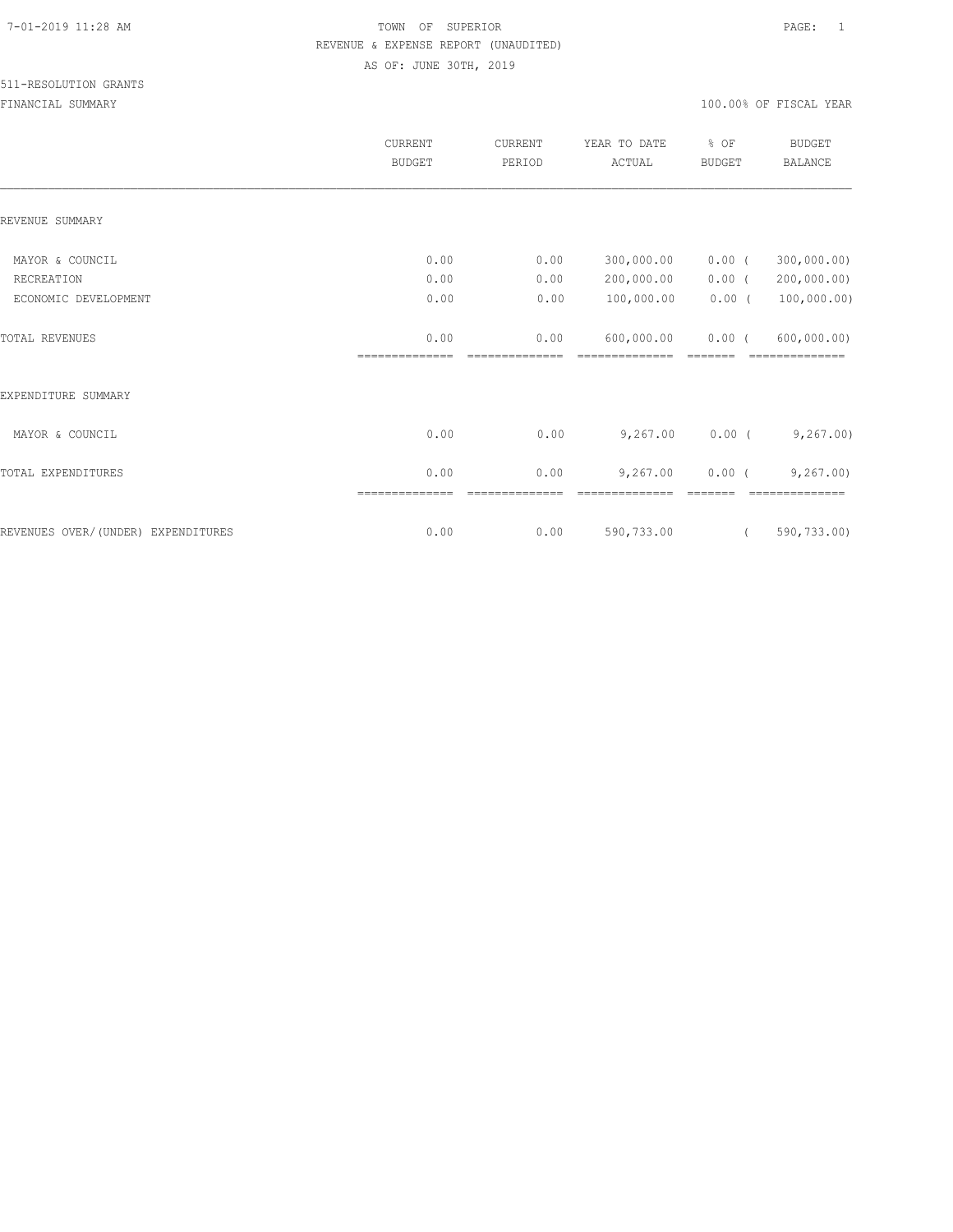TOWN OF SUPERIOR
REVENUE & EXPENSE REPORT (UNAUDITED)
AS OF: JUNE 30TH, 2019

511-RESOLUTION GRANTS

FINANCIAL SUMMARY — 100.00% OF FISCAL YEAR

| | CURRENT BUDGET | CURRENT PERIOD | YEAR TO DATE ACTUAL | % OF BUDGET | BUDGET BALANCE |
|---|---|---|---|---|---|
| REVENUE SUMMARY | | | | | |
| MAYOR & COUNCIL | 0.00 | 0.00 | 300,000.00 | 0.00 | (300,000.00) |
| RECREATION | 0.00 | 0.00 | 200,000.00 | 0.00 | (200,000.00) |
| ECONOMIC DEVELOPMENT | 0.00 | 0.00 | 100,000.00 | 0.00 | (100,000.00) |
| TOTAL REVENUES | 0.00 | 0.00 | 600,000.00 | 0.00 | (600,000.00) |
| EXPENDITURE SUMMARY | | | | | |
| MAYOR & COUNCIL | 0.00 | 0.00 | 9,267.00 | 0.00 | (9,267.00) |
| TOTAL EXPENDITURES | 0.00 | 0.00 | 9,267.00 | 0.00 | (9,267.00) |
| REVENUES OVER/(UNDER) EXPENDITURES | 0.00 | 0.00 | 590,733.00 | | (590,733.00) |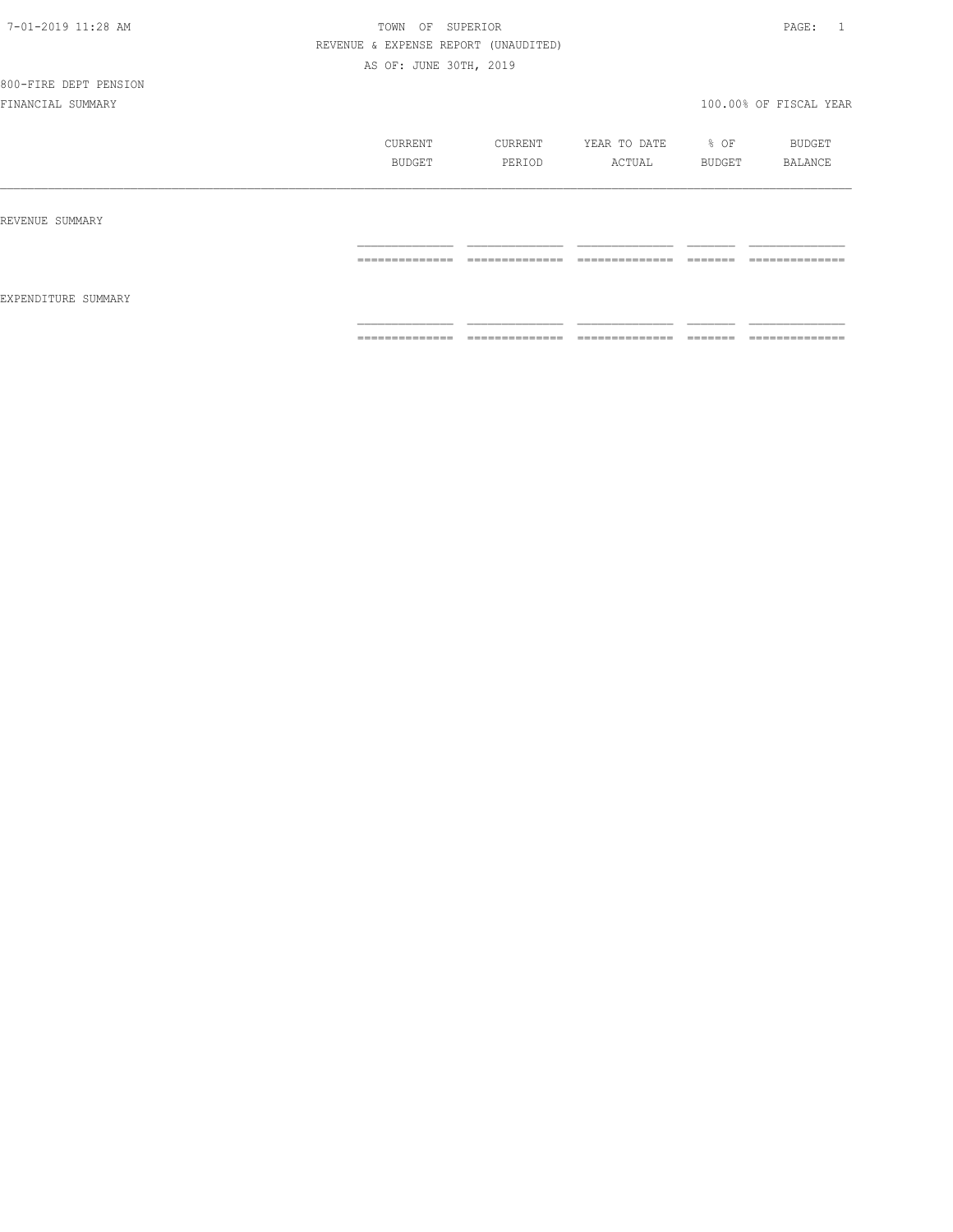7-01-2019 11:28 AM

TOWN OF SUPERIOR

REVENUE & EXPENSE REPORT (UNAUDITED)

AS OF: JUNE 30TH, 2019

800-FIRE DEPT PENSION

FINANCIAL SUMMARY

100.00% OF FISCAL YEAR

| | CURRENT BUDGET | CURRENT PERIOD | YEAR TO DATE ACTUAL | % OF BUDGET | BUDGET BALANCE |
|---|---|---|---|---|---|
| REVENUE SUMMARY | | | | | |
| EXPENDITURE SUMMARY | | | | | |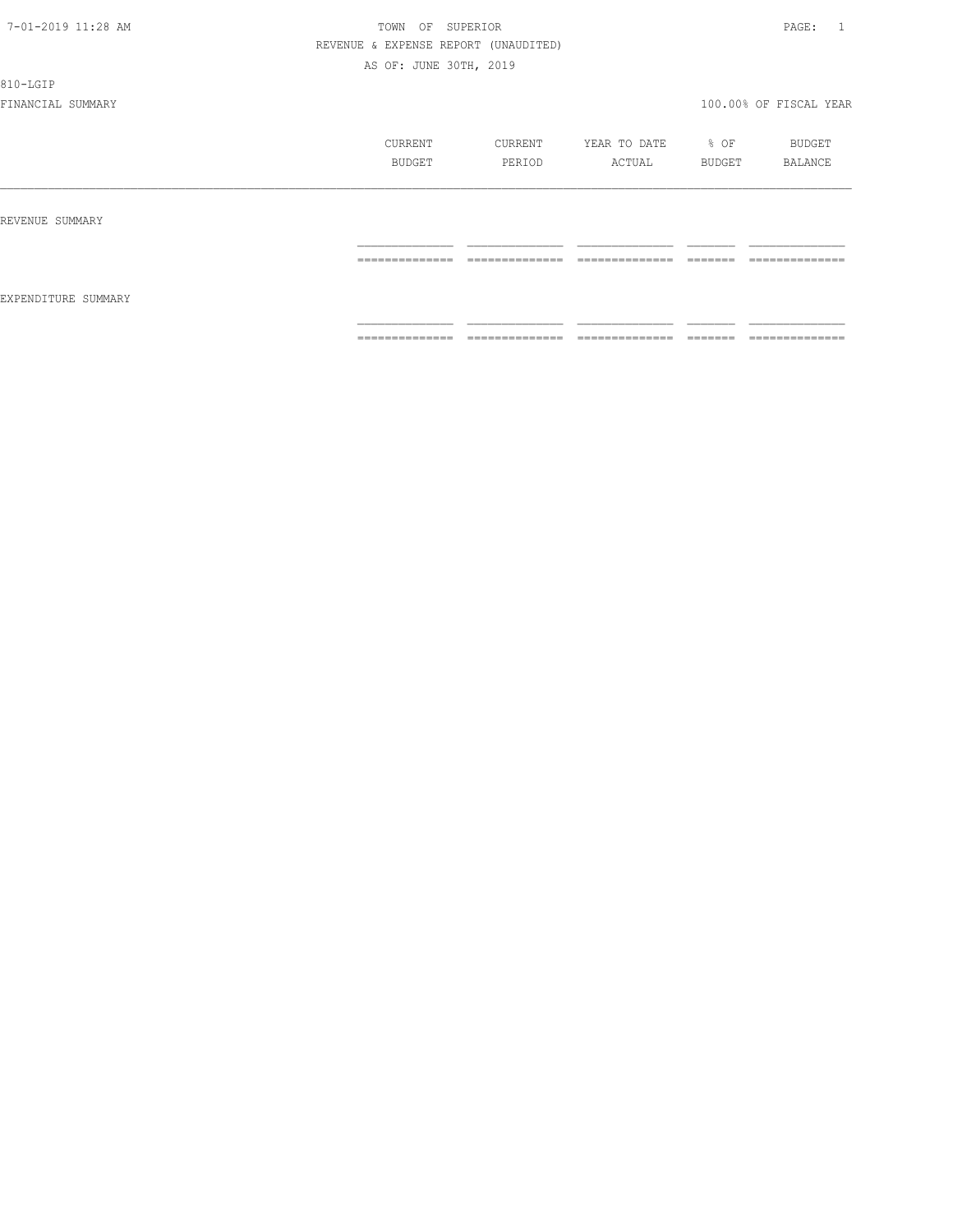7-01-2019 11:28 AM

TOWN OF SUPERIOR

REVENUE & EXPENSE REPORT (UNAUDITED)

AS OF: JUNE 30TH, 2019

810-LGIP

FINANCIAL SUMMARY

100.00% OF FISCAL YEAR

| | CURRENT BUDGET | CURRENT PERIOD | YEAR TO DATE ACTUAL | % OF BUDGET | BUDGET BALANCE |
|---|---|---|---|---|---|
| REVENUE SUMMARY | | | | | |
| EXPENDITURE SUMMARY | | | | | |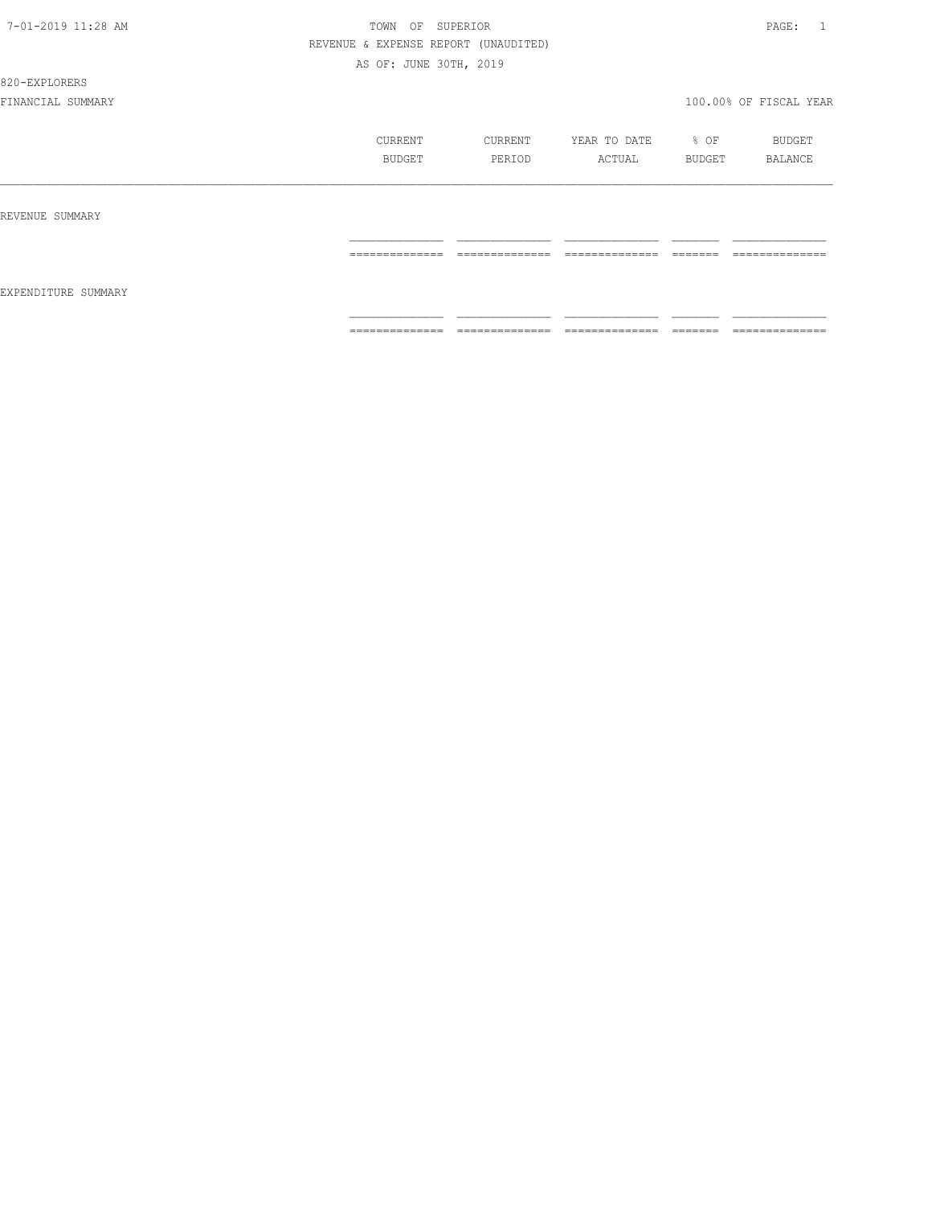7-01-2019 11:28 AM

TOWN OF SUPERIOR

REVENUE & EXPENSE REPORT (UNAUDITED)

AS OF: JUNE 30TH, 2019

820-EXPLORERS

FINANCIAL SUMMARY

100.00% OF FISCAL YEAR

| | CURRENT BUDGET | CURRENT PERIOD | YEAR TO DATE ACTUAL | % OF BUDGET | BUDGET BALANCE |
|---|---|---|---|---|---|
| REVENUE SUMMARY | | | | | |
| EXPENDITURE SUMMARY | | | | | |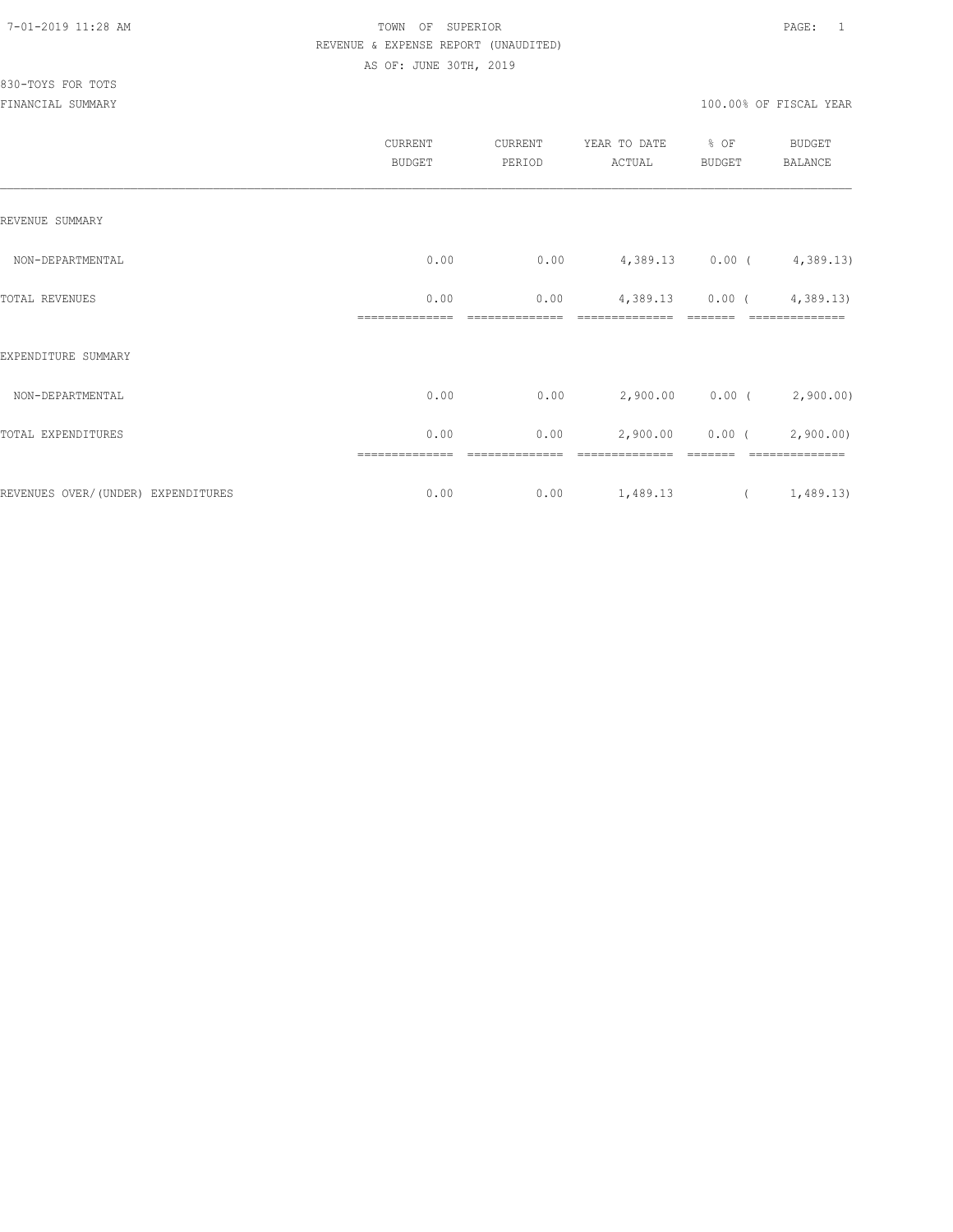7-01-2019 11:28 AM

TOWN OF SUPERIOR

REVENUE & EXPENSE REPORT (UNAUDITED)

AS OF: JUNE 30TH, 2019

830-TOYS FOR TOTS

FINANCIAL SUMMARY

100.00% OF FISCAL YEAR

| | CURRENT BUDGET | CURRENT PERIOD | YEAR TO DATE ACTUAL | % OF BUDGET | BUDGET BALANCE |
|---|---|---|---|---|---|
| REVENUE SUMMARY | | | | | |
| NON-DEPARTMENTAL | 0.00 | 0.00 | 4,389.13 | 0.00 | ( 4,389.13) |
| TOTAL REVENUES | 0.00 | 0.00 | 4,389.13 | 0.00 | ( 4,389.13) |
| EXPENDITURE SUMMARY | | | | | |
| NON-DEPARTMENTAL | 0.00 | 0.00 | 2,900.00 | 0.00 | ( 2,900.00) |
| TOTAL EXPENDITURES | 0.00 | 0.00 | 2,900.00 | 0.00 | ( 2,900.00) |
| REVENUES OVER/(UNDER) EXPENDITURES | 0.00 | 0.00 | 1,489.13 | | ( 1,489.13) |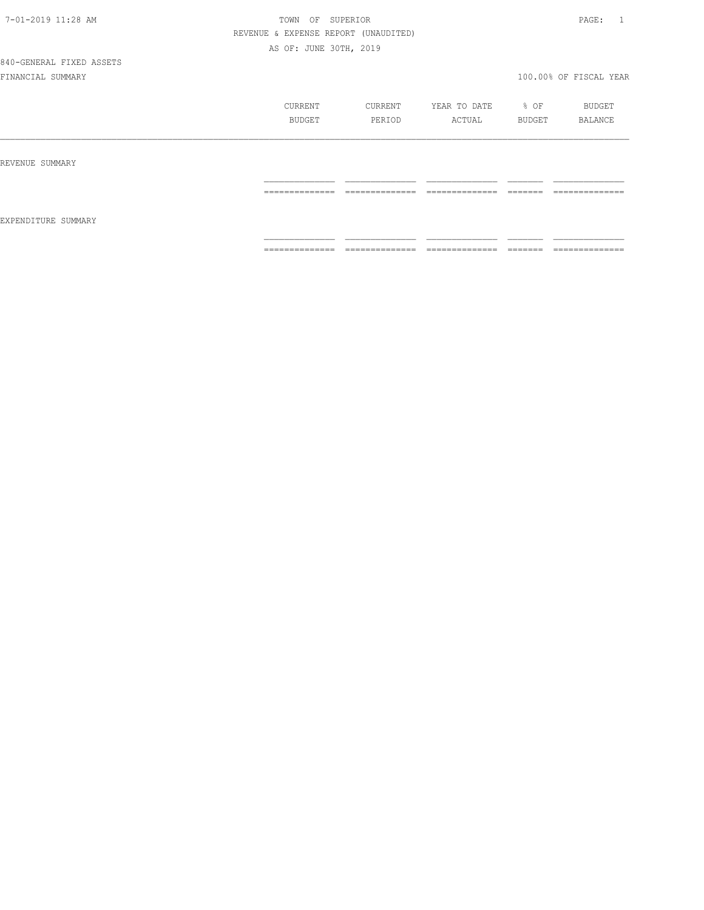TOWN OF SUPERIOR

REVENUE & EXPENSE REPORT (UNAUDITED)

AS OF: JUNE 30TH, 2019

840-GENERAL FIXED ASSETS

FINANCIAL SUMMARY

100.00% OF FISCAL YEAR

| | CURRENT BUDGET | CURRENT PERIOD | YEAR TO DATE ACTUAL | % OF BUDGET | BUDGET BALANCE |
|---|---|---|---|---|---|
| REVENUE SUMMARY | | | | | |
| EXPENDITURE SUMMARY | | | | | |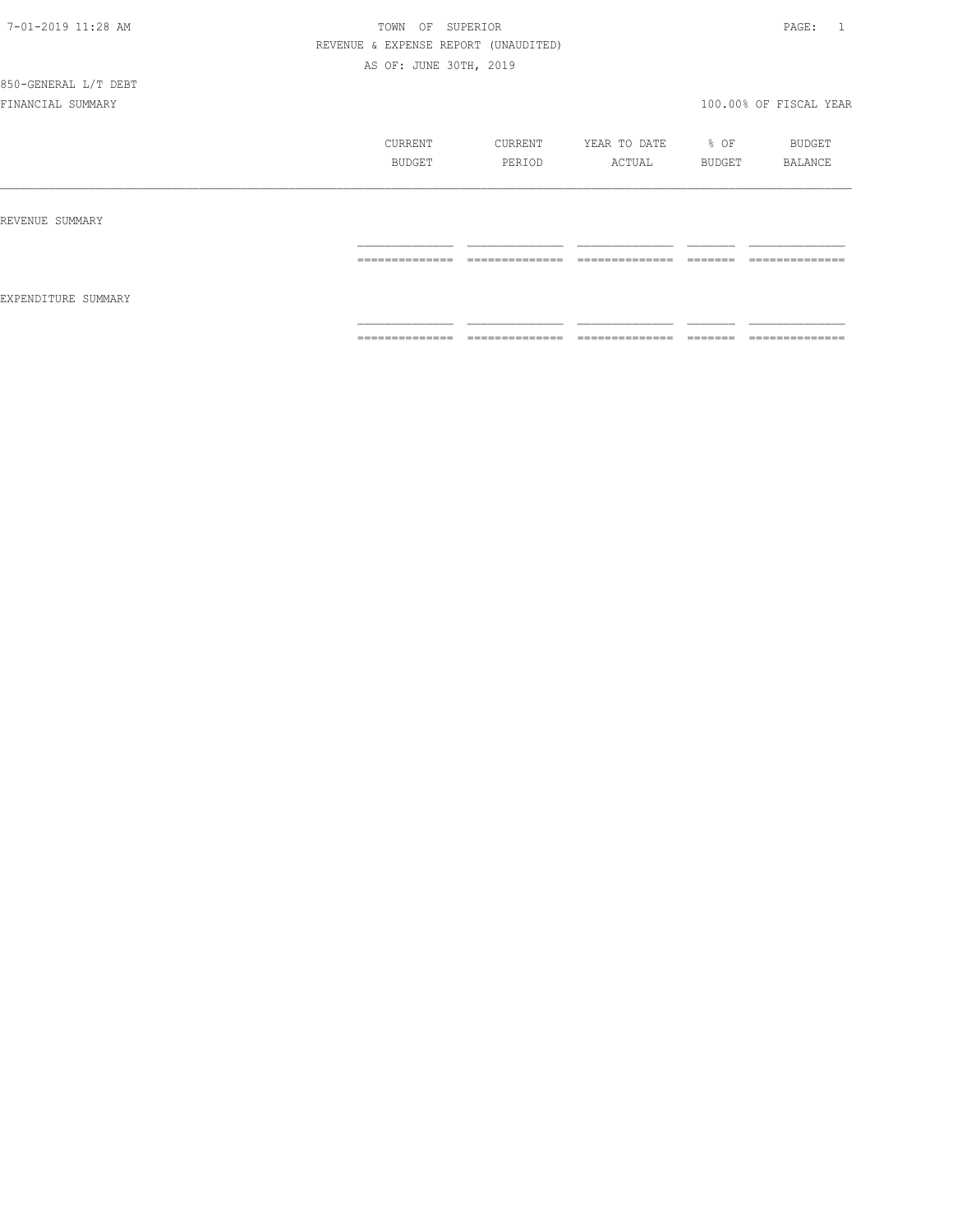7-01-2019 11:28 AM

TOWN OF SUPERIOR

REVENUE & EXPENSE REPORT (UNAUDITED)

AS OF: JUNE 30TH, 2019

850-GENERAL L/T DEBT

FINANCIAL SUMMARY

100.00% OF FISCAL YEAR

| | CURRENT BUDGET | CURRENT PERIOD | YEAR TO DATE ACTUAL | % OF BUDGET | BUDGET BALANCE |
|---|---|---|---|---|---|
| REVENUE SUMMARY | | | | | |
| | | | | | |
| EXPENDITURE SUMMARY | | | | | |
| | | | | | |